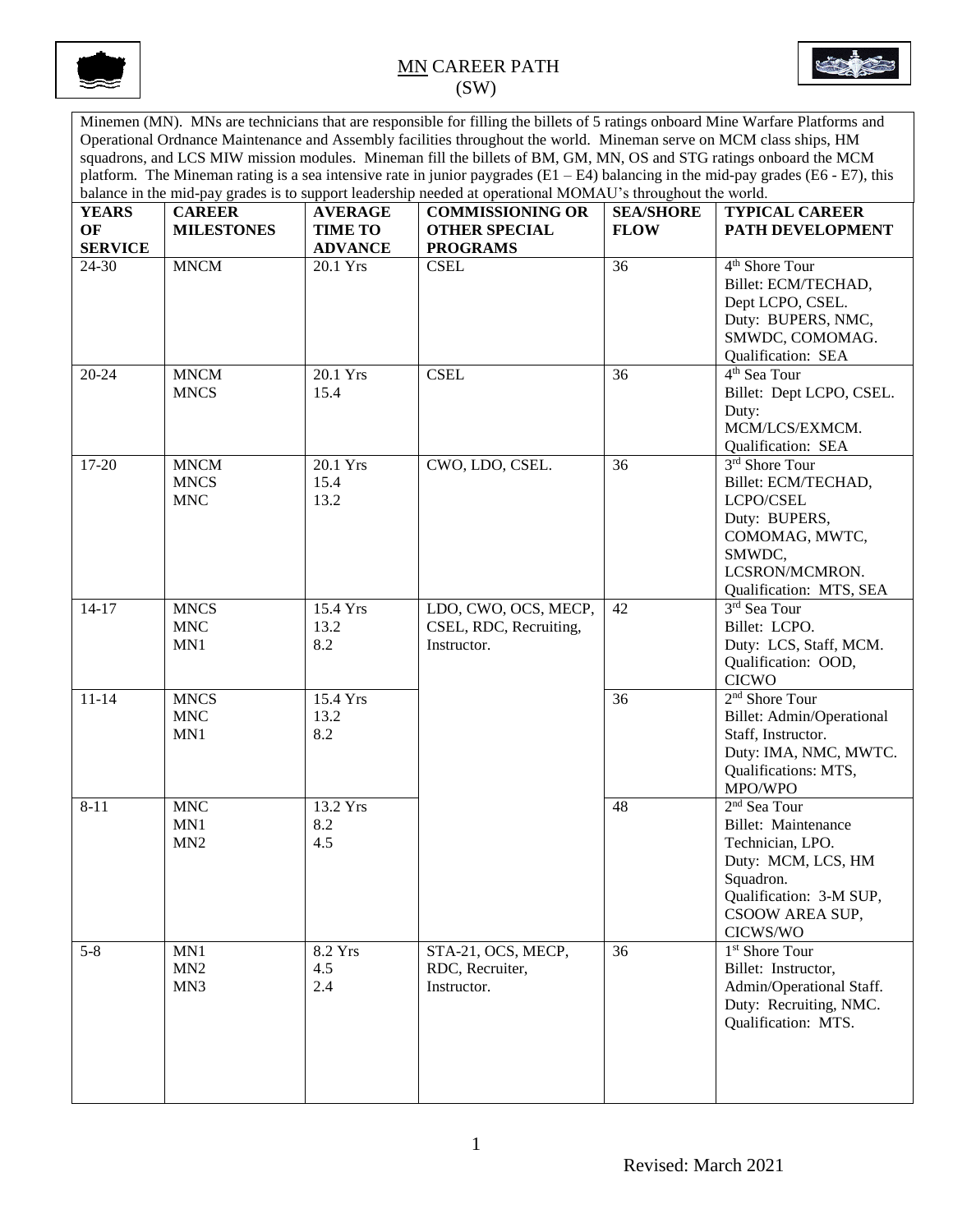# MN CAREER PATH
## (SW)

Minemen (MN). MNs are technicians that are responsible for filling the billets of 5 ratings onboard Mine Warfare Platforms and Operational Ordnance Maintenance and Assembly facilities throughout the world. Mineman serve on MCM class ships, HM squadrons, and LCS MIW mission modules. Mineman fill the billets of BM, GM, MN, OS and STG ratings onboard the MCM platform. The Mineman rating is a sea intensive rate in junior paygrades (E1 – E4) balancing in the mid-pay grades (E6 - E7), this balance in the mid-pay grades is to support leadership needed at operational MOMAU's throughout the world.

| YEARS OF SERVICE | CAREER MILESTONES | AVERAGE TIME TO ADVANCE | COMMISSIONING OR OTHER SPECIAL PROGRAMS | SEA/SHORE FLOW | TYPICAL CAREER PATH DEVELOPMENT |
|---|---|---|---|---|---|
| 24-30 | MNCM | 20.1 Yrs | CSEL | 36 | 4th Shore Tour<br>Billet: ECM/TECHAD, Dept LCPO, CSEL.<br>Duty: BUPERS, NMC, SMWDC, COMOMAG.<br>Qualification: SEA |
| 20-24 | MNCM<br>MNCS | 20.1 Yrs<br>15.4 | CSEL | 36 | 4th Sea Tour<br>Billet: Dept LCPO, CSEL.<br>Duty: MCM/LCS/EXMCM.<br>Qualification: SEA |
| 17-20 | MNCM<br>MNCS<br>MNC | 20.1 Yrs<br>15.4<br>13.2 | CWO, LDO, CSEL. | 36 | 3rd Shore Tour<br>Billet: ECM/TECHAD, LCPO/CSEL<br>Duty: BUPERS, COMOMAG, MWTC, SMWDC, LCSRON/MCMRON.<br>Qualification: MTS, SEA |
| 14-17 | MNCS<br>MNC<br>MN1 | 15.4 Yrs<br>13.2<br>8.2 | LDO, CWO, OCS, MECP, CSEL, RDC, Recruiting, Instructor. | 42 | 3rd Sea Tour<br>Billet: LCPO.<br>Duty: LCS, Staff, MCM.<br>Qualification: OOD, CICWO |
| 11-14 | MNCS<br>MNC<br>MN1 | 15.4 Yrs<br>13.2<br>8.2 | | 36 | 2nd Shore Tour<br>Billet: Admin/Operational Staff, Instructor.<br>Duty: IMA, NMC, MWTC.<br>Qualifications: MTS, MPO/WPO |
| 8-11 | MNC<br>MN1<br>MN2 | 13.2 Yrs<br>8.2<br>4.5 | | 48 | 2nd Sea Tour<br>Billet: Maintenance Technician, LPO.<br>Duty: MCM, LCS, HM Squadron.<br>Qualification: 3-M SUP, CSOOW AREA SUP, CICWS/WO |
| 5-8 | MN1<br>MN2<br>MN3 | 8.2 Yrs<br>4.5<br>2.4 | STA-21, OCS, MECP, RDC, Recruiter, Instructor. | 36 | 1st Shore Tour<br>Billet: Instructor, Admin/Operational Staff.<br>Duty: Recruiting, NMC.<br>Qualification: MTS. |

Revised: March 2021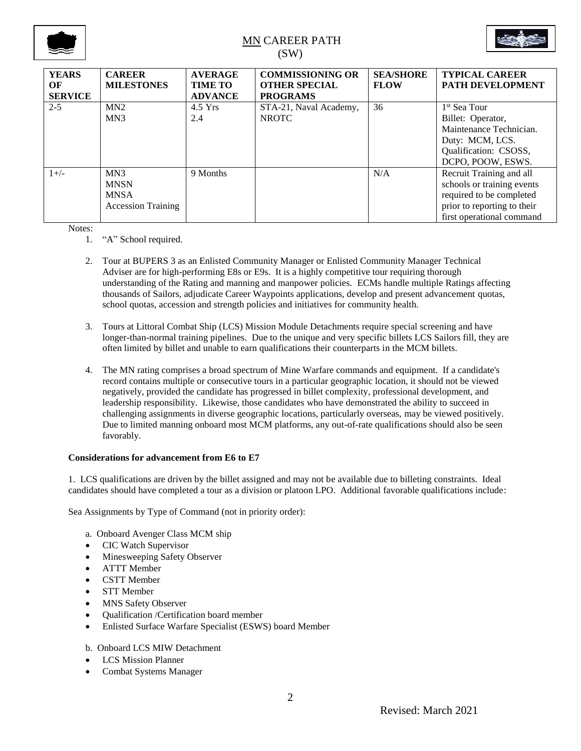# MN CAREER PATH
(SW)

| YEARS OF SERVICE | CAREER MILESTONES | AVERAGE TIME TO ADVANCE | COMMISSIONING OR OTHER SPECIAL PROGRAMS | SEA/SHORE FLOW | TYPICAL CAREER PATH DEVELOPMENT |
|---|---|---|---|---|---|
| 2-5 | MN2<br>MN3 | 4.5 Yrs<br>2.4 | STA-21, Naval Academy, NROTC | 36 | 1st Sea Tour<br>Billet: Operator, Maintenance Technician.<br>Duty: MCM, LCS.<br>Qualification: CSOSS, DCPO, POOW, ESWS. |
| 1+/- | MN3<br>MNSN<br>MNSA<br>Accession Training | 9 Months | | N/A | Recruit Training and all schools or training events required to be completed prior to reporting to their first operational command |

Notes:

1. "A" School required.

2. Tour at BUPERS 3 as an Enlisted Community Manager or Enlisted Community Manager Technical Adviser are for high-performing E8s or E9s. It is a highly competitive tour requiring thorough understanding of the Rating and manning and manpower policies. ECMs handle multiple Ratings affecting thousands of Sailors, adjudicate Career Waypoints applications, develop and present advancement quotas, school quotas, accession and strength policies and initiatives for community health.

3. Tours at Littoral Combat Ship (LCS) Mission Module Detachments require special screening and have longer-than-normal training pipelines. Due to the unique and very specific billets LCS Sailors fill, they are often limited by billet and unable to earn qualifications their counterparts in the MCM billets.

4. The MN rating comprises a broad spectrum of Mine Warfare commands and equipment. If a candidate's record contains multiple or consecutive tours in a particular geographic location, it should not be viewed negatively, provided the candidate has progressed in billet complexity, professional development, and leadership responsibility. Likewise, those candidates who have demonstrated the ability to succeed in challenging assignments in diverse geographic locations, particularly overseas, may be viewed positively. Due to limited manning onboard most MCM platforms, any out-of-rate qualifications should also be seen favorably.

**Considerations for advancement from E6 to E7**

1. LCS qualifications are driven by the billet assigned and may not be available due to billeting constraints. Ideal candidates should have completed a tour as a division or platoon LPO. Additional favorable qualifications include:

Sea Assignments by Type of Command (not in priority order):

a. Onboard Avenger Class MCM ship

- CIC Watch Supervisor
- Minesweeping Safety Observer
- ATTT Member
- CSTT Member
- STT Member
- MNS Safety Observer
- Qualification /Certification board member
- Enlisted Surface Warfare Specialist (ESWS) board Member

b. Onboard LCS MIW Detachment

- LCS Mission Planner
- Combat Systems Manager

Revised: March 2021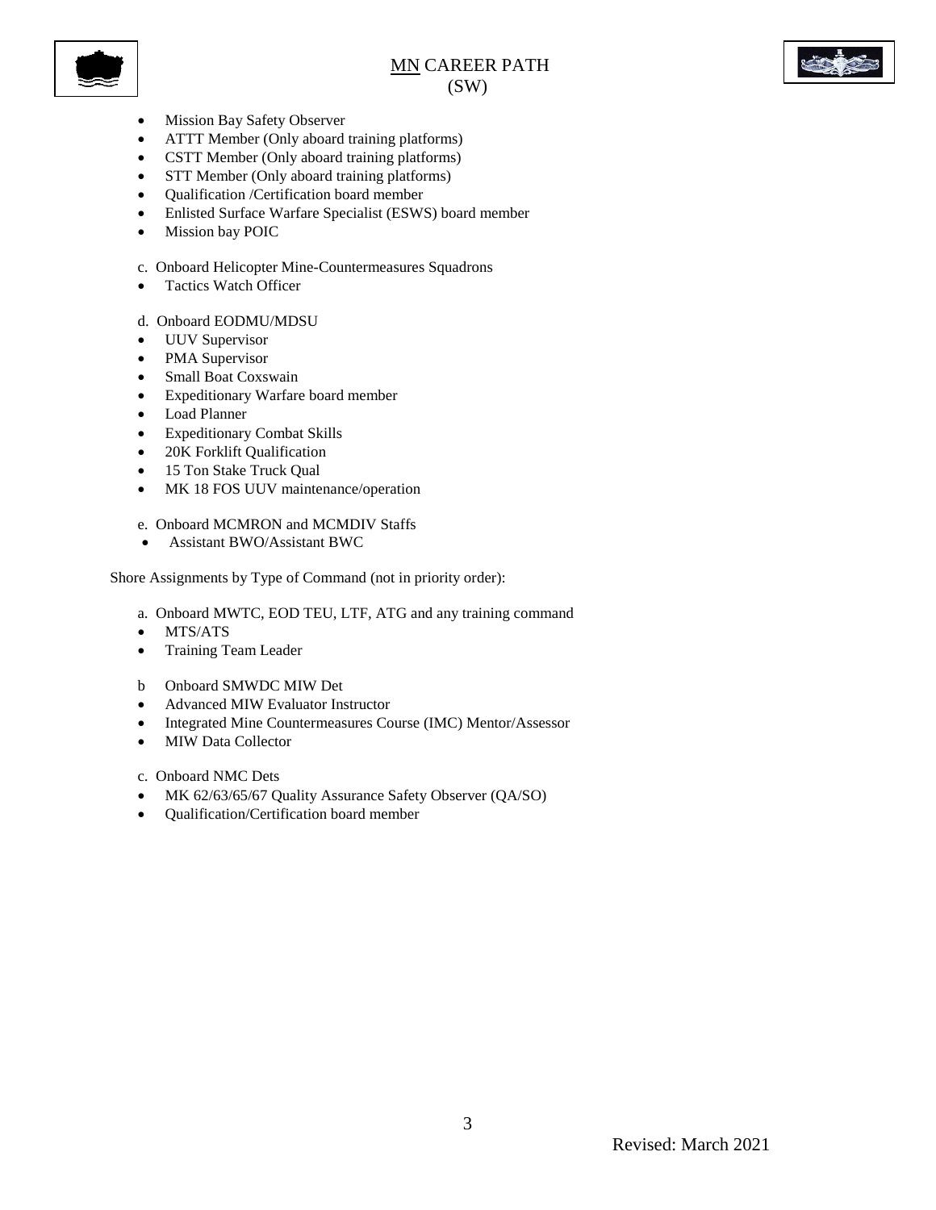- Mission Bay Safety Observer
- ATTT Member (Only aboard training platforms)
- CSTT Member (Only aboard training platforms)
- STT Member (Only aboard training platforms)
- Qualification /Certification board member
- Enlisted Surface Warfare Specialist (ESWS) board member
- Mission bay POIC

c. Onboard Helicopter Mine-Countermeasures Squadrons

- Tactics Watch Officer

d. Onboard EODMU/MDSU

- UUV Supervisor
- PMA Supervisor
- Small Boat Coxswain
- Expeditionary Warfare board member
- Load Planner
- Expeditionary Combat Skills
- 20K Forklift Qualification
- 15 Ton Stake Truck Qual
- MK 18 FOS UUV maintenance/operation

e. Onboard MCMRON and MCMDIV Staffs

- Assistant BWO/Assistant BWC

Shore Assignments by Type of Command (not in priority order):

a. Onboard MWTC, EOD TEU, LTF, ATG and any training command

- MTS/ATS
- Training Team Leader

b Onboard SMWDC MIW Det

- Advanced MIW Evaluator Instructor
- Integrated Mine Countermeasures Course (IMC) Mentor/Assessor
- MIW Data Collector

c. Onboard NMC Dets

- MK 62/63/65/67 Quality Assurance Safety Observer (QA/SO)
- Qualification/Certification board member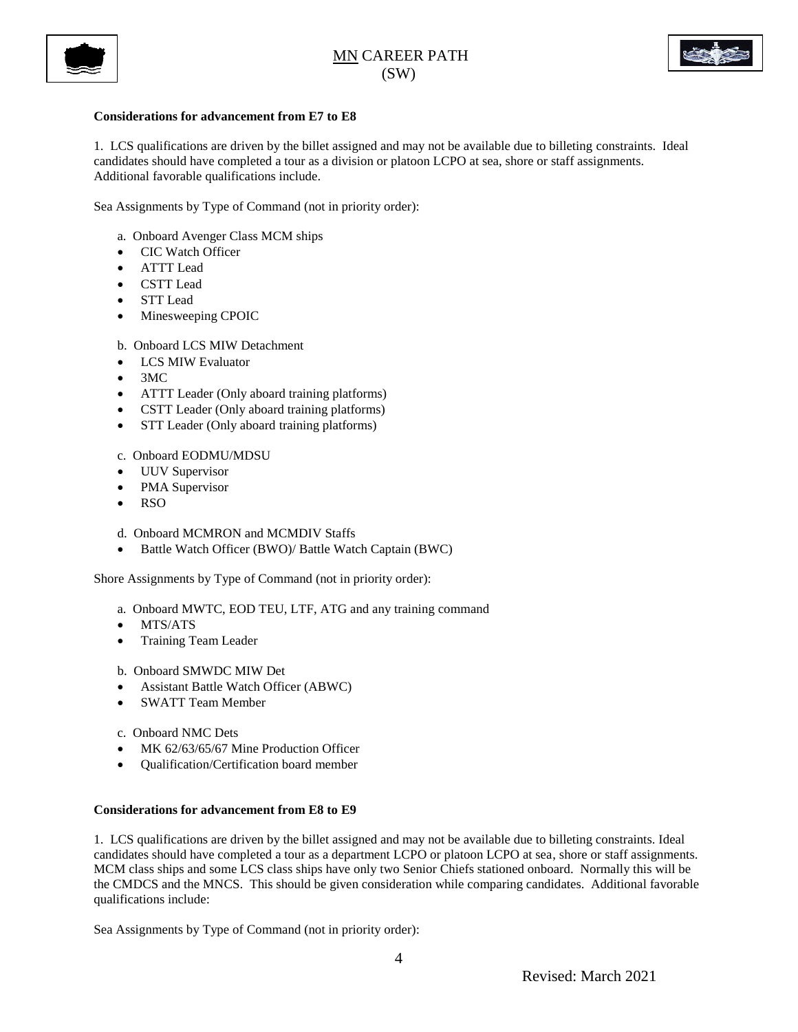**Considerations for advancement from E7 to E8**

1. LCS qualifications are driven by the billet assigned and may not be available due to billeting constraints. Ideal candidates should have completed a tour as a division or platoon LCPO at sea, shore or staff assignments. Additional favorable qualifications include.

Sea Assignments by Type of Command (not in priority order):

a. Onboard Avenger Class MCM ships
- CIC Watch Officer
- ATTT Lead
- CSTT Lead
- STT Lead
- Minesweeping CPOIC

b. Onboard LCS MIW Detachment
- LCS MIW Evaluator
- 3MC
- ATTT Leader (Only aboard training platforms)
- CSTT Leader (Only aboard training platforms)
- STT Leader (Only aboard training platforms)

c. Onboard EODMU/MDSU
- UUV Supervisor
- PMA Supervisor
- RSO

d. Onboard MCMRON and MCMDIV Staffs
- Battle Watch Officer (BWO)/ Battle Watch Captain (BWC)

Shore Assignments by Type of Command (not in priority order):

a. Onboard MWTC, EOD TEU, LTF, ATG and any training command
- MTS/ATS
- Training Team Leader

b. Onboard SMWDC MIW Det
- Assistant Battle Watch Officer (ABWC)
- SWATT Team Member

c. Onboard NMC Dets
- MK 62/63/65/67 Mine Production Officer
- Qualification/Certification board member

**Considerations for advancement from E8 to E9**

1. LCS qualifications are driven by the billet assigned and may not be available due to billeting constraints. Ideal candidates should have completed a tour as a department LCPO or platoon LCPO at sea, shore or staff assignments. MCM class ships and some LCS class ships have only two Senior Chiefs stationed onboard. Normally this will be the CMDCS and the MNCS. This should be given consideration while comparing candidates. Additional favorable qualifications include:

Sea Assignments by Type of Command (not in priority order):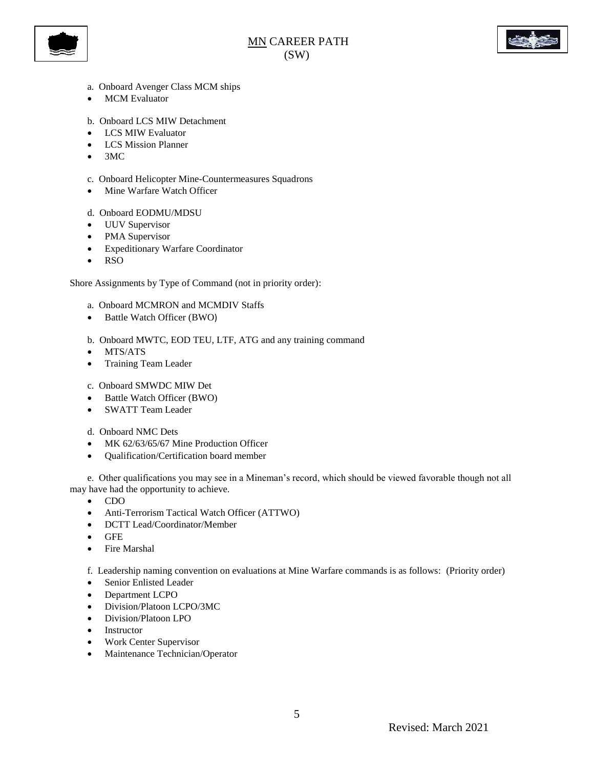a. Onboard Avenger Class MCM ships

- MCM Evaluator

b. Onboard LCS MIW Detachment

- LCS MIW Evaluator
- LCS Mission Planner
- 3MC

c. Onboard Helicopter Mine-Countermeasures Squadrons

- Mine Warfare Watch Officer

d. Onboard EODMU/MDSU

- UUV Supervisor
- PMA Supervisor
- Expeditionary Warfare Coordinator
- RSO

Shore Assignments by Type of Command (not in priority order):

a. Onboard MCMRON and MCMDIV Staffs

- Battle Watch Officer (BWO)

b. Onboard MWTC, EOD TEU, LTF, ATG and any training command

- MTS/ATS
- Training Team Leader

c. Onboard SMWDC MIW Det

- Battle Watch Officer (BWO)
- SWATT Team Leader

d. Onboard NMC Dets

- MK 62/63/65/67 Mine Production Officer
- Qualification/Certification board member

e. Other qualifications you may see in a Mineman's record, which should be viewed favorable though not all may have had the opportunity to achieve.

- CDO
- Anti-Terrorism Tactical Watch Officer (ATTWO)
- DCTT Lead/Coordinator/Member
- GFE
- Fire Marshal

f. Leadership naming convention on evaluations at Mine Warfare commands is as follows: (Priority order)

- Senior Enlisted Leader
- Department LCPO
- Division/Platoon LCPO/3MC
- Division/Platoon LPO
- Instructor
- Work Center Supervisor
- Maintenance Technician/Operator